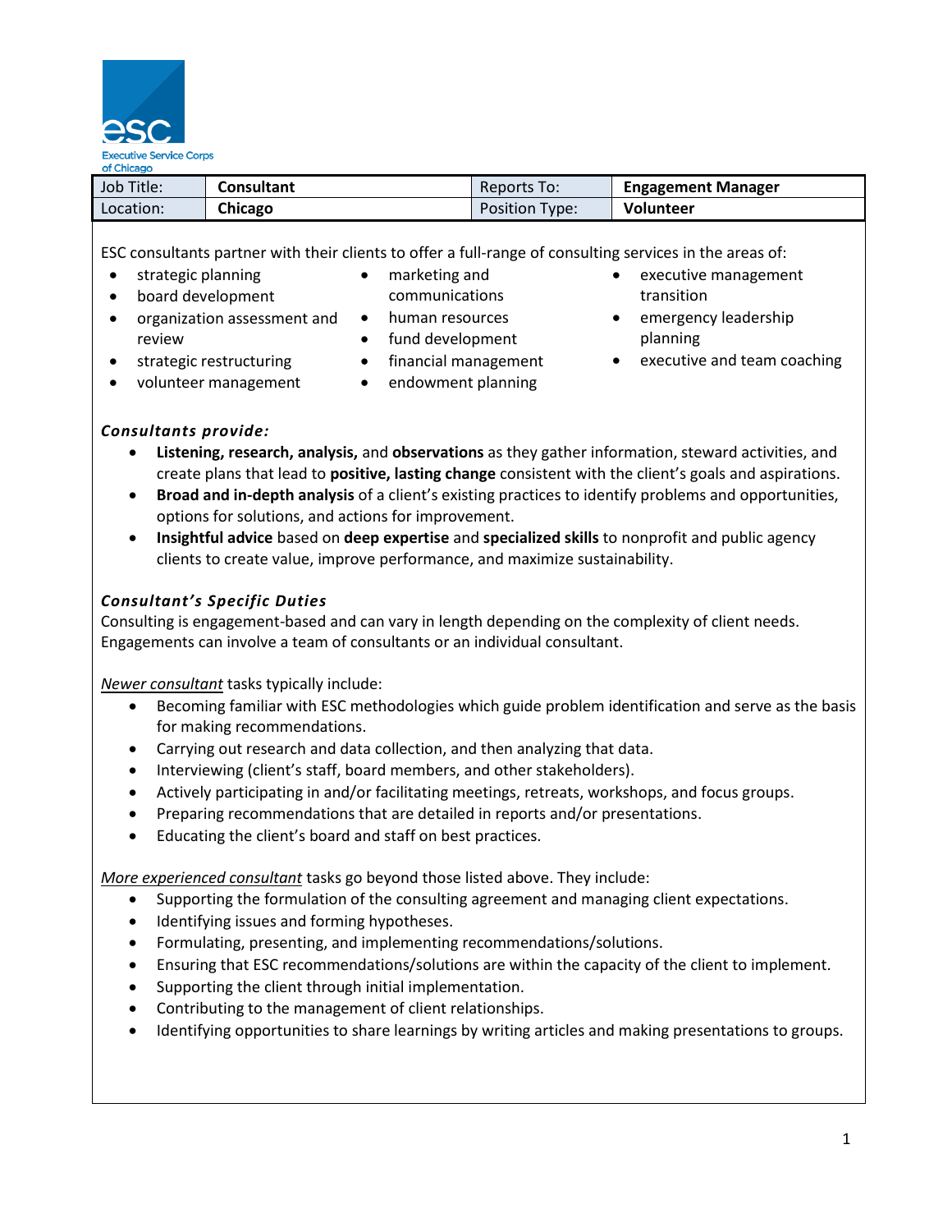Executive Service Corps of Chicago

| Job Title: | **Consultant** | Reports To: | **Engagement Manager** |
| --- | --- | --- | --- |
| Location: | **Chicago** | Position Type: | **Volunteer** |

ESC consultants partner with their clients to offer a full-range of consulting services in the areas of:

- strategic planning
- board development
- organization assessment and review
- strategic restructuring
- volunteer management
- marketing and communications
- human resources
- fund development
- financial management
- endowment planning
- executive management transition
- emergency leadership planning
- executive and team coaching

### ***Consultants provide:***

- **Listening, research, analysis,** and **observations** as they gather information, steward activities, and create plans that lead to **positive, lasting change** consistent with the client's goals and aspirations.
- **Broad and in-depth analysis** of a client's existing practices to identify problems and opportunities, options for solutions, and actions for improvement.
- **Insightful advice** based on **deep expertise** and **specialized skills** to nonprofit and public agency clients to create value, improve performance, and maximize sustainability.

### ***Consultant's Specific Duties***

Consulting is engagement-based and can vary in length depending on the complexity of client needs. Engagements can involve a team of consultants or an individual consultant.

*Newer consultant* tasks typically include:

- Becoming familiar with ESC methodologies which guide problem identification and serve as the basis for making recommendations.
- Carrying out research and data collection, and then analyzing that data.
- Interviewing (client's staff, board members, and other stakeholders).
- Actively participating in and/or facilitating meetings, retreats, workshops, and focus groups.
- Preparing recommendations that are detailed in reports and/or presentations.
- Educating the client's board and staff on best practices.

*More experienced consultant* tasks go beyond those listed above. They include:

- Supporting the formulation of the consulting agreement and managing client expectations.
- Identifying issues and forming hypotheses.
- Formulating, presenting, and implementing recommendations/solutions.
- Ensuring that ESC recommendations/solutions are within the capacity of the client to implement.
- Supporting the client through initial implementation.
- Contributing to the management of client relationships.
- Identifying opportunities to share learnings by writing articles and making presentations to groups.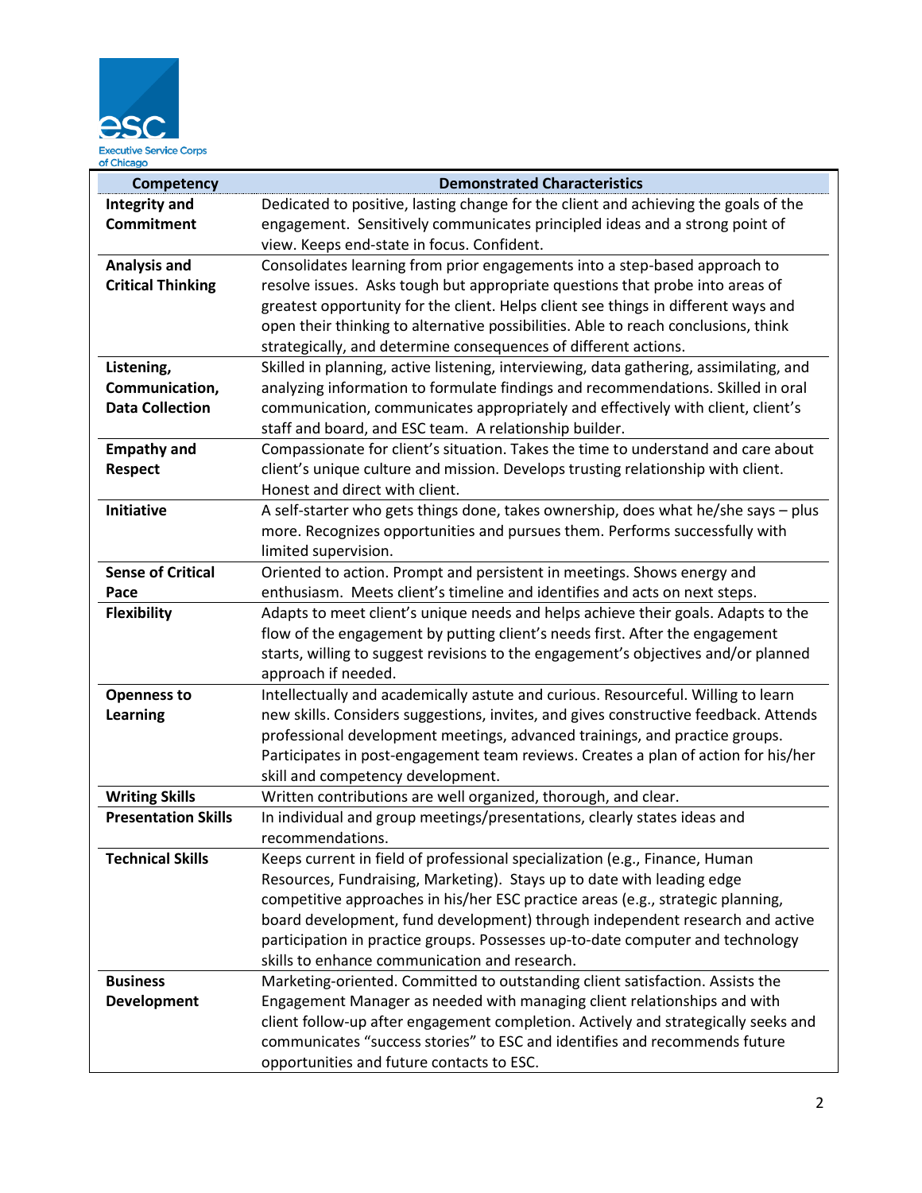Executive Service Corps of Chicago

| Competency | Demonstrated Characteristics |
|---|---|
| **Integrity and Commitment** | Dedicated to positive, lasting change for the client and achieving the goals of the engagement. Sensitively communicates principled ideas and a strong point of view. Keeps end-state in focus. Confident. |
| **Analysis and Critical Thinking** | Consolidates learning from prior engagements into a step-based approach to resolve issues. Asks tough but appropriate questions that probe into areas of greatest opportunity for the client. Helps client see things in different ways and open their thinking to alternative possibilities. Able to reach conclusions, think strategically, and determine consequences of different actions. |
| **Listening, Communication, Data Collection** | Skilled in planning, active listening, interviewing, data gathering, assimilating, and analyzing information to formulate findings and recommendations. Skilled in oral communication, communicates appropriately and effectively with client, client's staff and board, and ESC team. A relationship builder. |
| **Empathy and Respect** | Compassionate for client's situation. Takes the time to understand and care about client's unique culture and mission. Develops trusting relationship with client. Honest and direct with client. |
| **Initiative** | A self-starter who gets things done, takes ownership, does what he/she says – plus more. Recognizes opportunities and pursues them. Performs successfully with limited supervision. |
| **Sense of Critical Pace** | Oriented to action. Prompt and persistent in meetings. Shows energy and enthusiasm. Meets client's timeline and identifies and acts on next steps. |
| **Flexibility** | Adapts to meet client's unique needs and helps achieve their goals. Adapts to the flow of the engagement by putting client's needs first. After the engagement starts, willing to suggest revisions to the engagement's objectives and/or planned approach if needed. |
| **Openness to Learning** | Intellectually and academically astute and curious. Resourceful. Willing to learn new skills. Considers suggestions, invites, and gives constructive feedback. Attends professional development meetings, advanced trainings, and practice groups. Participates in post-engagement team reviews. Creates a plan of action for his/her skill and competency development. |
| **Writing Skills** | Written contributions are well organized, thorough, and clear. |
| **Presentation Skills** | In individual and group meetings/presentations, clearly states ideas and recommendations. |
| **Technical Skills** | Keeps current in field of professional specialization (e.g., Finance, Human Resources, Fundraising, Marketing). Stays up to date with leading edge competitive approaches in his/her ESC practice areas (e.g., strategic planning, board development, fund development) through independent research and active participation in practice groups. Possesses up-to-date computer and technology skills to enhance communication and research. |
| **Business Development** | Marketing-oriented. Committed to outstanding client satisfaction. Assists the Engagement Manager as needed with managing client relationships and with client follow-up after engagement completion. Actively and strategically seeks and communicates "success stories" to ESC and identifies and recommends future opportunities and future contacts to ESC. |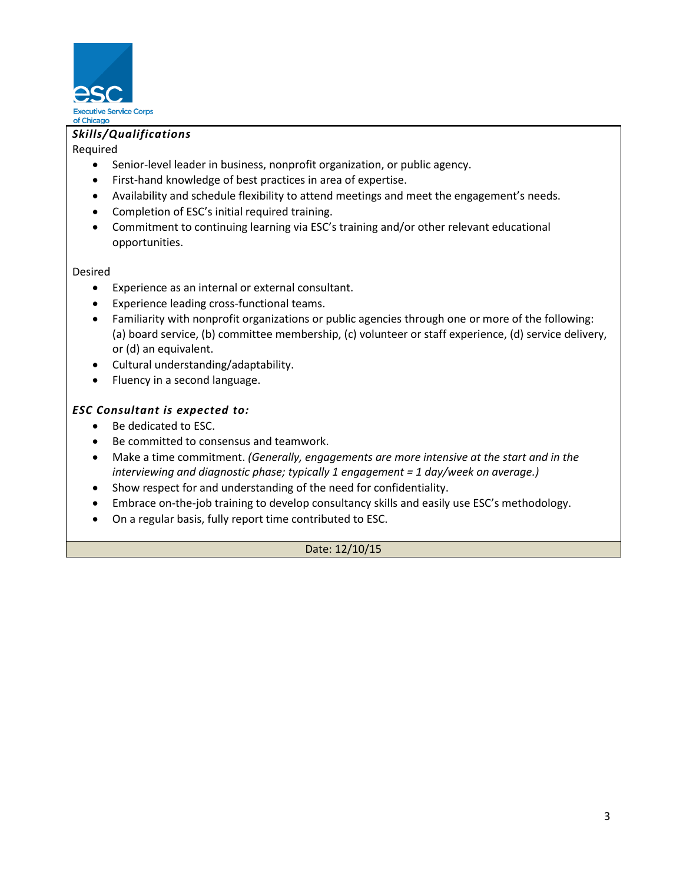### *Skills/Qualifications*

Required

- Senior-level leader in business, nonprofit organization, or public agency.
- First-hand knowledge of best practices in area of expertise.
- Availability and schedule flexibility to attend meetings and meet the engagement's needs.
- Completion of ESC's initial required training.
- Commitment to continuing learning via ESC's training and/or other relevant educational opportunities.

Desired

- Experience as an internal or external consultant.
- Experience leading cross-functional teams.
- Familiarity with nonprofit organizations or public agencies through one or more of the following: (a) board service, (b) committee membership, (c) volunteer or staff experience, (d) service delivery, or (d) an equivalent.
- Cultural understanding/adaptability.
- Fluency in a second language.

### *ESC Consultant is expected to:*

- Be dedicated to ESC.
- Be committed to consensus and teamwork.
- Make a time commitment. *(Generally, engagements are more intensive at the start and in the interviewing and diagnostic phase; typically 1 engagement = 1 day/week on average.)*
- Show respect for and understanding of the need for confidentiality.
- Embrace on-the-job training to develop consultancy skills and easily use ESC's methodology.
- On a regular basis, fully report time contributed to ESC.

Date: 12/10/15